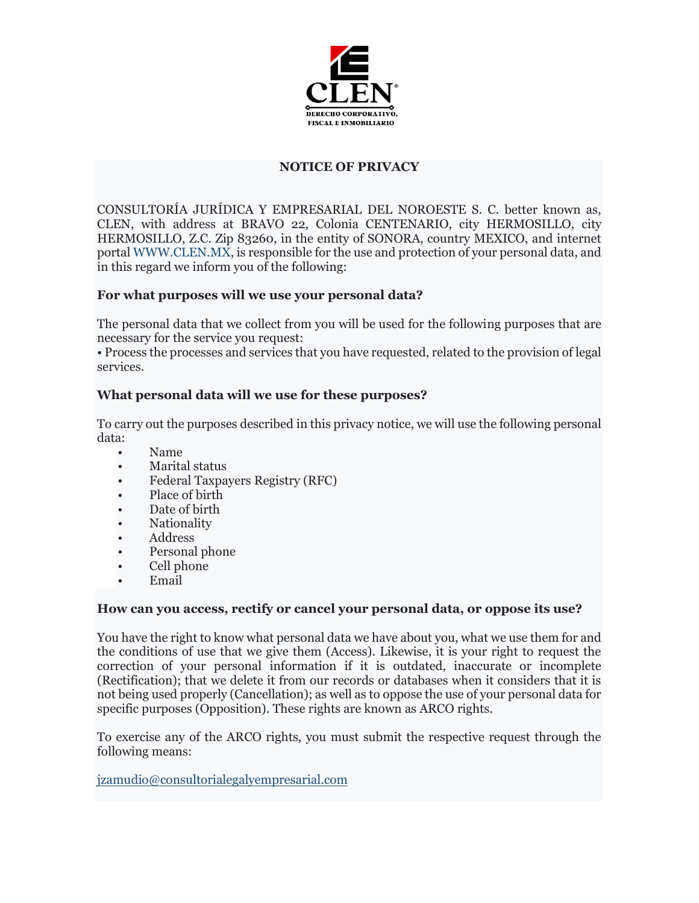# NOTICE OF PRIVACY

CONSULTORÍA JURÍDICA Y EMPRESARIAL DEL NOROESTE S. C. better known as, CLEN, with address at BRAVO 22, Colonia CENTENARIO, city HERMOSILLO, city HERMOSILLO, Z.C. Zip 83260, in the entity of SONORA, country MEXICO, and internet portal WWW.CLEN.MX, is responsible for the use and protection of your personal data, and in this regard we inform you of the following:

## For what purposes will we use your personal data?

The personal data that we collect from you will be used for the following purposes that are necessary for the service you request:

• Process the processes and services that you have requested, related to the provision of legal services.

## What personal data will we use for these purposes?

To carry out the purposes described in this privacy notice, we will use the following personal data:

- Name
- Marital status
- Federal Taxpayers Registry (RFC)
- Place of birth
- Date of birth
- Nationality
- Address
- Personal phone
- Cell phone
- Email

## How can you access, rectify or cancel your personal data, or oppose its use?

You have the right to know what personal data we have about you, what we use them for and the conditions of use that we give them (Access). Likewise, it is your right to request the correction of your personal information if it is outdated, inaccurate or incomplete (Rectification); that we delete it from our records or databases when it considers that it is not being used properly (Cancellation); as well as to oppose the use of your personal data for specific purposes (Opposition). These rights are known as ARCO rights.

To exercise any of the ARCO rights, you must submit the respective request through the following means:

jzamudio@consultorialegalyempresarial.com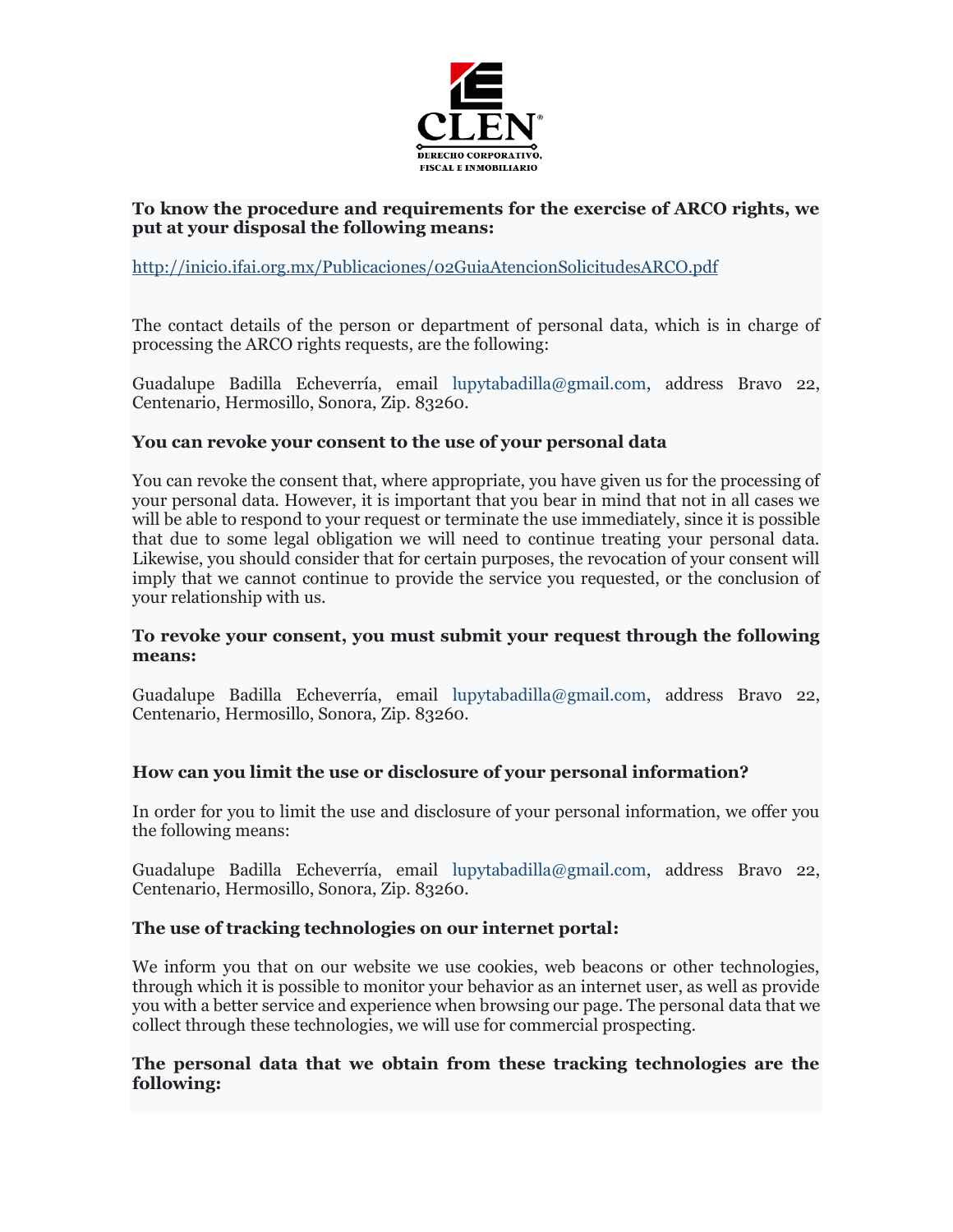**To know the procedure and requirements for the exercise of ARCO rights, we put at your disposal the following means:**

http://inicio.ifai.org.mx/Publicaciones/02GuiaAtencionSolicitudesARCO.pdf

The contact details of the person or department of personal data, which is in charge of processing the ARCO rights requests, are the following:

Guadalupe Badilla Echeverría, email lupytabadilla@gmail.com, address Bravo 22, Centenario, Hermosillo, Sonora, Zip. 83260.

**You can revoke your consent to the use of your personal data**

You can revoke the consent that, where appropriate, you have given us for the processing of your personal data. However, it is important that you bear in mind that not in all cases we will be able to respond to your request or terminate the use immediately, since it is possible that due to some legal obligation we will need to continue treating your personal data. Likewise, you should consider that for certain purposes, the revocation of your consent will imply that we cannot continue to provide the service you requested, or the conclusion of your relationship with us.

**To revoke your consent, you must submit your request through the following means:**

Guadalupe Badilla Echeverría, email lupytabadilla@gmail.com, address Bravo 22, Centenario, Hermosillo, Sonora, Zip. 83260.

**How can you limit the use or disclosure of your personal information?**

In order for you to limit the use and disclosure of your personal information, we offer you the following means:

Guadalupe Badilla Echeverría, email lupytabadilla@gmail.com, address Bravo 22, Centenario, Hermosillo, Sonora, Zip. 83260.

**The use of tracking technologies on our internet portal:**

We inform you that on our website we use cookies, web beacons or other technologies, through which it is possible to monitor your behavior as an internet user, as well as provide you with a better service and experience when browsing our page. The personal data that we collect through these technologies, we will use for commercial prospecting.

**The personal data that we obtain from these tracking technologies are the following:**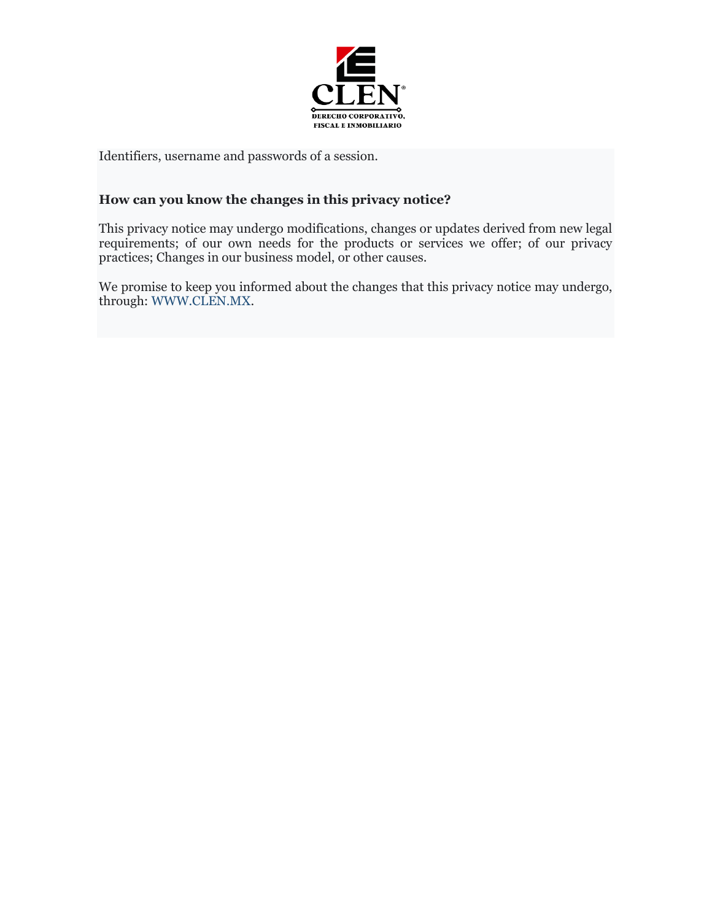Identifiers, username and passwords of a session.

### How can you know the changes in this privacy notice?

This privacy notice may undergo modifications, changes or updates derived from new legal requirements; of our own needs for the products or services we offer; of our privacy practices; Changes in our business model, or other causes.

We promise to keep you informed about the changes that this privacy notice may undergo, through: WWW.CLEN.MX.